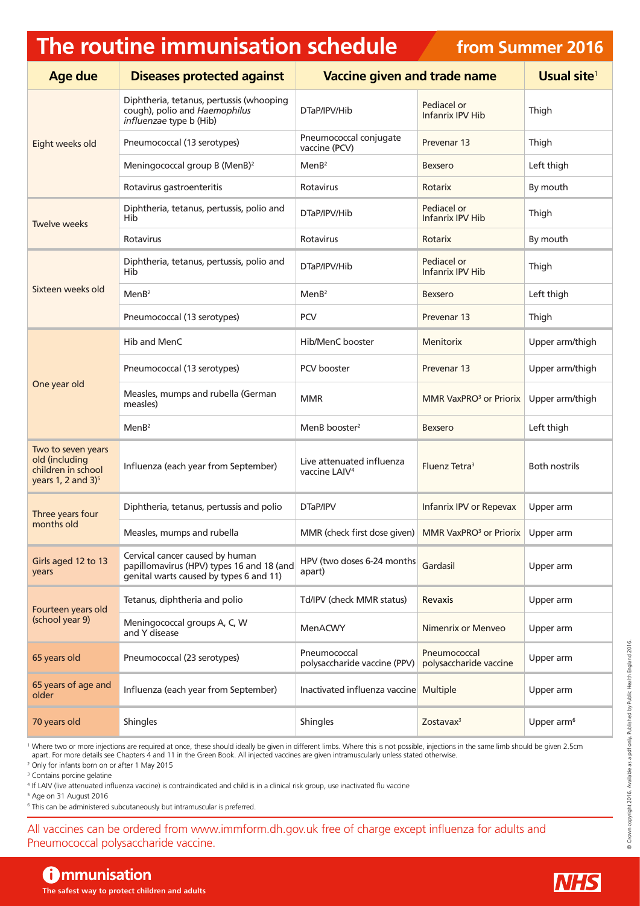# The routine immunisation schedule from Summer 2016

| Age due | Diseases protected against | Vaccine given and trade name | | Usual site[1] |
|---|---|---|---|---|
| Eight weeks old | Diphtheria, tetanus, pertussis (whooping cough), polio and *Haemophilus influenzae* type b (Hib) | DTaP/IPV/Hib | Pediacel or Infanrix IPV Hib | Thigh |
| | Pneumococcal (13 serotypes) | Pneumococcal conjugate vaccine (PCV) | Prevenar 13 | Thigh |
| | Meningococcal group B (MenB)[2] | MenB[2] | Bexsero | Left thigh |
| | Rotavirus gastroenteritis | Rotavirus | Rotarix | By mouth |
| Twelve weeks | Diphtheria, tetanus, pertussis, polio and Hib | DTaP/IPV/Hib | Pediacel or Infanrix IPV Hib | Thigh |
| | Rotavirus | Rotavirus | Rotarix | By mouth |
| Sixteen weeks old | Diphtheria, tetanus, pertussis, polio and Hib | DTaP/IPV/Hib | Pediacel or Infanrix IPV Hib | Thigh |
| | MenB[2] | MenB[2] | Bexsero | Left thigh |
| | Pneumococcal (13 serotypes) | PCV | Prevenar 13 | Thigh |
| One year old | Hib and MenC | Hib/MenC booster | Menitorix | Upper arm/thigh |
| | Pneumococcal (13 serotypes) | PCV booster | Prevenar 13 | Upper arm/thigh |
| | Measles, mumps and rubella (German measles) | MMR | MMR VaxPRO[3] or Priorix | Upper arm/thigh |
| | MenB[2] | MenB booster[2] | Bexsero | Left thigh |
| Two to seven years old (including children in school years 1, 2 and 3)[5] | Influenza (each year from September) | Live attenuated influenza vaccine LAIV[4] | Fluenz Tetra[3] | Both nostrils |
| Three years four months old | Diphtheria, tetanus, pertussis and polio | DTaP/IPV | Infanrix IPV or Repevax | Upper arm |
| | Measles, mumps and rubella | MMR (check first dose given) | MMR VaxPRO[3] or Priorix | Upper arm |
| Girls aged 12 to 13 years | Cervical cancer caused by human papillomavirus (HPV) types 16 and 18 (and genital warts caused by types 6 and 11) | HPV (two doses 6-24 months apart) | Gardasil | Upper arm |
| Fourteen years old (school year 9) | Tetanus, diphtheria and polio | Td/IPV (check MMR status) | Revaxis | Upper arm |
| | Meningococcal groups A, C, W and Y disease | MenACWY | Nimenrix or Menveo | Upper arm |
| 65 years old | Pneumococcal (23 serotypes) | Pneumococcal polysaccharide vaccine (PPV) | Pneumococcal polysaccharide vaccine | Upper arm |
| 65 years of age and older | Influenza (each year from September) | Inactivated influenza vaccine | Multiple | Upper arm |
| 70 years old | Shingles | Shingles | Zostavax[3] | Upper arm[6] |

[1] Where two or more injections are required at once, these should ideally be given in different limbs. Where this is not possible, injections in the same limb should be given 2.5cm apart. For more details see Chapters 4 and 11 in the Green Book. All injected vaccines are given intramuscularly unless stated otherwise.

[2] Only for infants born on or after 1 May 2015

[3] Contains porcine gelatine

[4] If LAIV (live attenuated influenza vaccine) is contraindicated and child is in a clinical risk group, use inactivated flu vaccine

[5] Age on 31 August 2016

[6] This can be administered subcutaneously but intramuscular is preferred.

All vaccines can be ordered from www.immform.dh.gov.uk free of charge except influenza for adults and Pneumococcal polysaccharide vaccine.

© Crown copyright 2016. Available as a pdf only. Published by Public Health England 2016.

**Immunisation**
The safest way to protect children and adults

NHS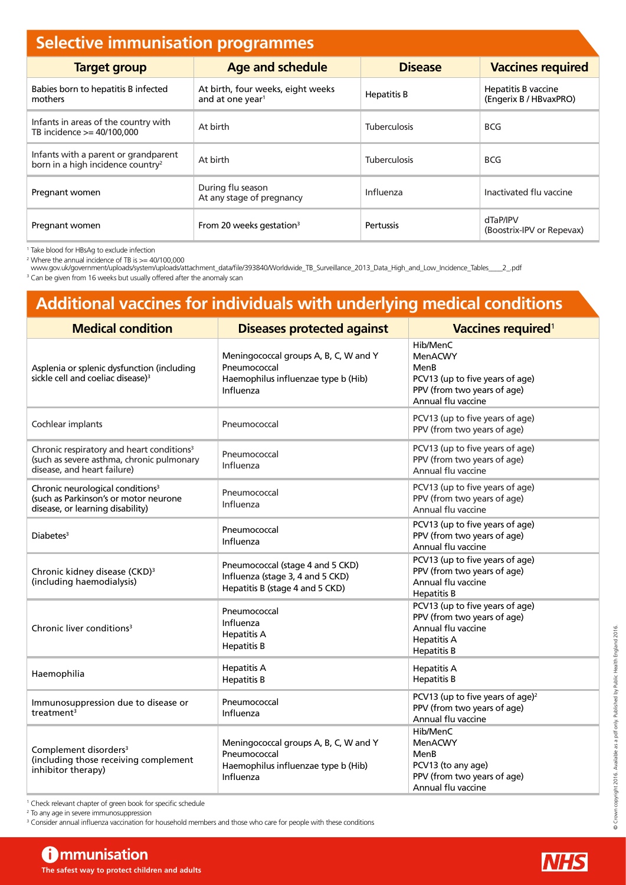## Selective immunisation programmes

| Target group | Age and schedule | Disease | Vaccines required |
|---|---|---|---|
| Babies born to hepatitis B infected mothers | At birth, four weeks, eight weeks and at one year[1] | Hepatitis B | Hepatitis B vaccine (Engerix B / HBvaxPRO) |
| Infants in areas of the country with TB incidence >= 40/100,000 | At birth | Tuberculosis | BCG |
| Infants with a parent or grandparent born in a high incidence country[2] | At birth | Tuberculosis | BCG |
| Pregnant women | During flu season At any stage of pregnancy | Influenza | Inactivated flu vaccine |
| Pregnant women | From 20 weeks gestation[3] | Pertussis | dTaP/IPV (Boostrix-IPV or Repevax) |

[1] Take blood for HBsAg to exclude infection

[2] Where the annual incidence of TB is >= 40/100,000
www.gov.uk/government/uploads/system/uploads/attachment_data/file/393840/Worldwide_TB_Surveillance_2013_Data_High_and_Low_Incidence_Tables____2_.pdf

[3] Can be given from 16 weeks but usually offered after the anomaly scan

## Additional vaccines for individuals with underlying medical conditions

| Medical condition | Diseases protected against | Vaccines required[1] |
|---|---|---|
| Asplenia or splenic dysfunction (including sickle cell and coeliac disease)[3] | Meningococcal groups A, B, C, W and Y<br>Pneumococcal<br>Haemophilus influenzae type b (Hib)<br>Influenza | Hib/MenC<br>MenACWY<br>MenB<br>PCV13 (up to five years of age)<br>PPV (from two years of age)<br>Annual flu vaccine |
| Cochlear implants | Pneumococcal | PCV13 (up to five years of age)<br>PPV (from two years of age) |
| Chronic respiratory and heart conditions[3] (such as severe asthma, chronic pulmonary disease, and heart failure) | Pneumococcal<br>Influenza | PCV13 (up to five years of age)<br>PPV (from two years of age)<br>Annual flu vaccine |
| Chronic neurological conditions[3] (such as Parkinson's or motor neurone disease, or learning disability) | Pneumococcal<br>Influenza | PCV13 (up to five years of age)<br>PPV (from two years of age)<br>Annual flu vaccine |
| Diabetes[3] | Pneumococcal<br>Influenza | PCV13 (up to five years of age)<br>PPV (from two years of age)<br>Annual flu vaccine |
| Chronic kidney disease (CKD)[3] (including haemodialysis) | Pneumococcal (stage 4 and 5 CKD)<br>Influenza (stage 3, 4 and 5 CKD)<br>Hepatitis B (stage 4 and 5 CKD) | PCV13 (up to five years of age)<br>PPV (from two years of age)<br>Annual flu vaccine<br>Hepatitis B |
| Chronic liver conditions[3] | Pneumococcal<br>Influenza<br>Hepatitis A<br>Hepatitis B | PCV13 (up to five years of age)<br>PPV (from two years of age)<br>Annual flu vaccine<br>Hepatitis A<br>Hepatitis B |
| Haemophilia | Hepatitis A<br>Hepatitis B | Hepatitis A<br>Hepatitis B |
| Immunosuppression due to disease or treatment[3] | Pneumococcal<br>Influenza | PCV13 (up to five years of age)[2]<br>PPV (from two years of age)<br>Annual flu vaccine |
| Complement disorders[3] (including those receiving complement inhibitor therapy) | Meningococcal groups A, B, C, W and Y<br>Pneumococcal<br>Haemophilus influenzae type b (Hib)<br>Influenza | Hib/MenC<br>MenACWY<br>MenB<br>PCV13 (to any age)<br>PPV (from two years of age)<br>Annual flu vaccine |

[1] Check relevant chapter of green book for specific schedule

[2] To any age in severe immunosuppression

[3] Consider annual influenza vaccination for household members and those who care for people with these conditions

© Crown copyright 2016. Available as a pdf only. Published by Public Health England 2016.

**Immunisation** — The safest way to protect children and adults

NHS